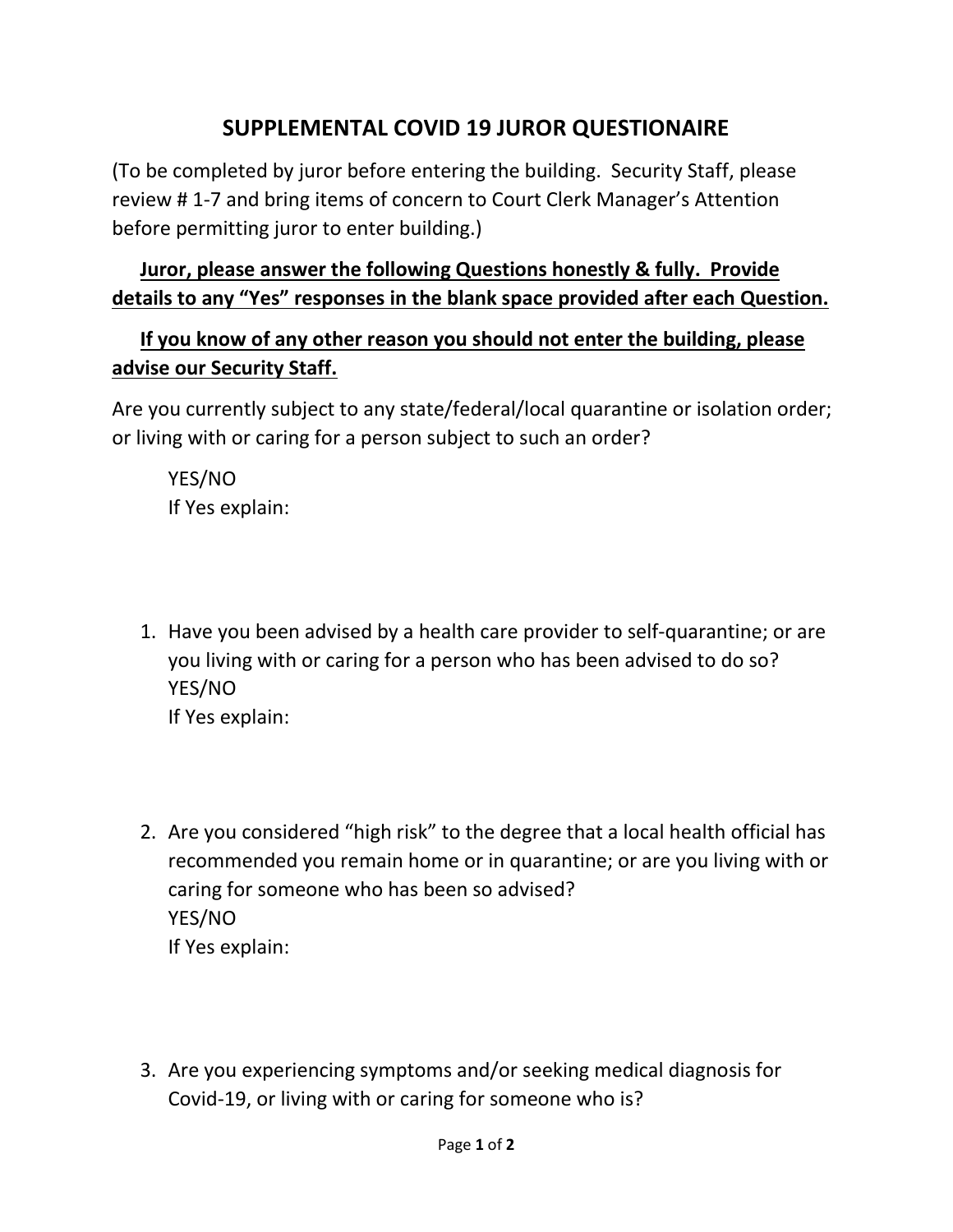# SUPPLEMENTAL COVID 19 JUROR QUESTIONAIRE

(To be completed by juror before entering the building. Security Staff, please review # 1-7 and bring items of concern to Court Clerk Manager's Attention before permitting juror to enter building.)

**Juror, please answer the following Questions honestly & fully. Provide details to any "Yes" responses in the blank space provided after each Question.**

**If you know of any other reason you should not enter the building, please advise our Security Staff.**

Are you currently subject to any state/federal/local quarantine or isolation order; or living with or caring for a person subject to such an order?

YES/NO
If Yes explain:

1. Have you been advised by a health care provider to self-quarantine; or are you living with or caring for a person who has been advised to do so?
   YES/NO
   If Yes explain:

2. Are you considered "high risk" to the degree that a local health official has recommended you remain home or in quarantine; or are you living with or caring for someone who has been so advised?
   YES/NO
   If Yes explain:

3. Are you experiencing symptoms and/or seeking medical diagnosis for Covid-19, or living with or caring for someone who is?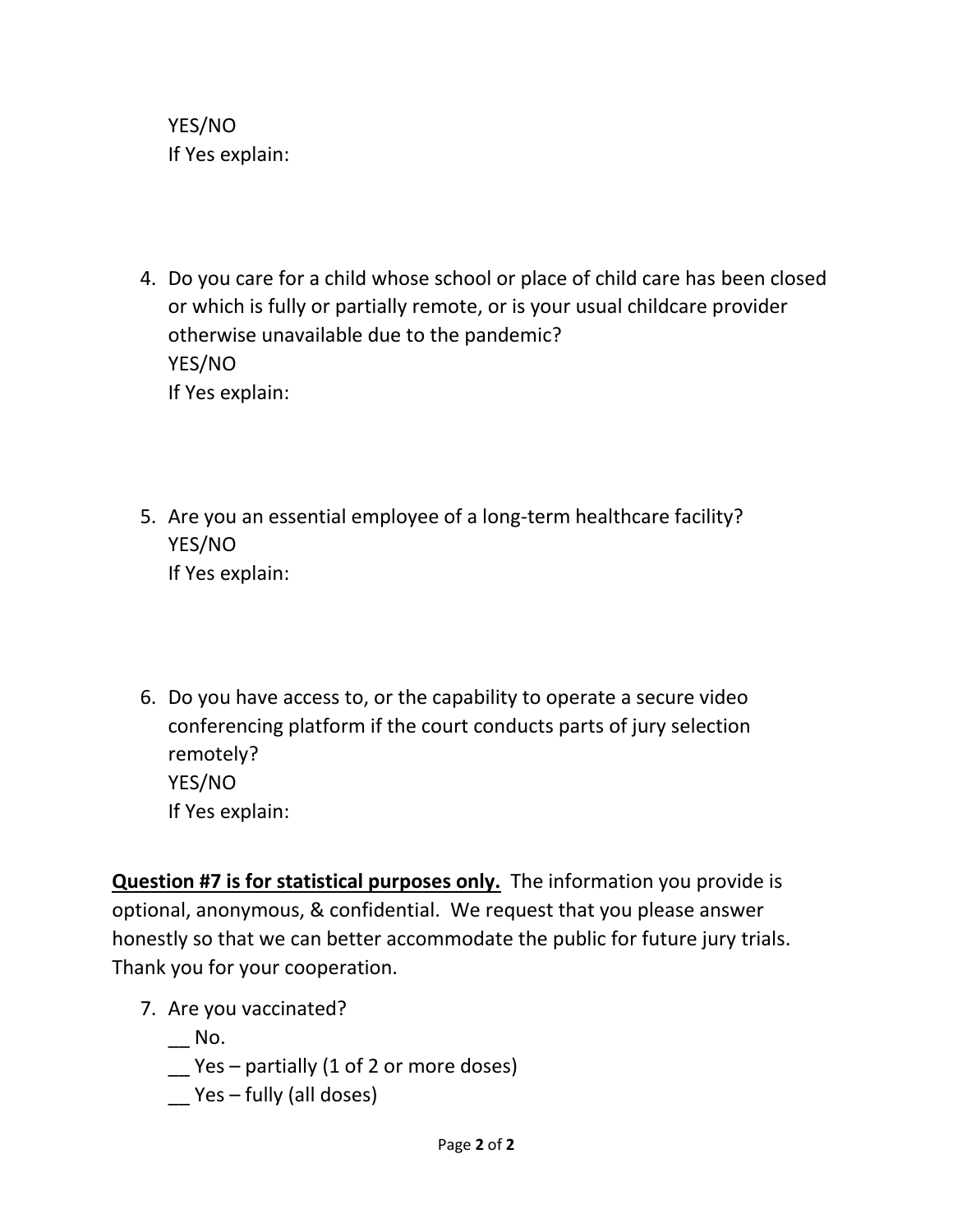YES/NO
If Yes explain:

4. Do you care for a child whose school or place of child care has been closed or which is fully or partially remote, or is your usual childcare provider otherwise unavailable due to the pandemic?
   YES/NO
   If Yes explain:

5. Are you an essential employee of a long-term healthcare facility?
   YES/NO
   If Yes explain:

6. Do you have access to, or the capability to operate a secure video conferencing platform if the court conducts parts of jury selection remotely?
   YES/NO
   If Yes explain:

**Question #7 is for statistical purposes only.** The information you provide is optional, anonymous, & confidential. We request that you please answer honestly so that we can better accommodate the public for future jury trials. Thank you for your cooperation.

7. Are you vaccinated?
   __ No.
   __ Yes – partially (1 of 2 or more doses)
   __ Yes – fully (all doses)